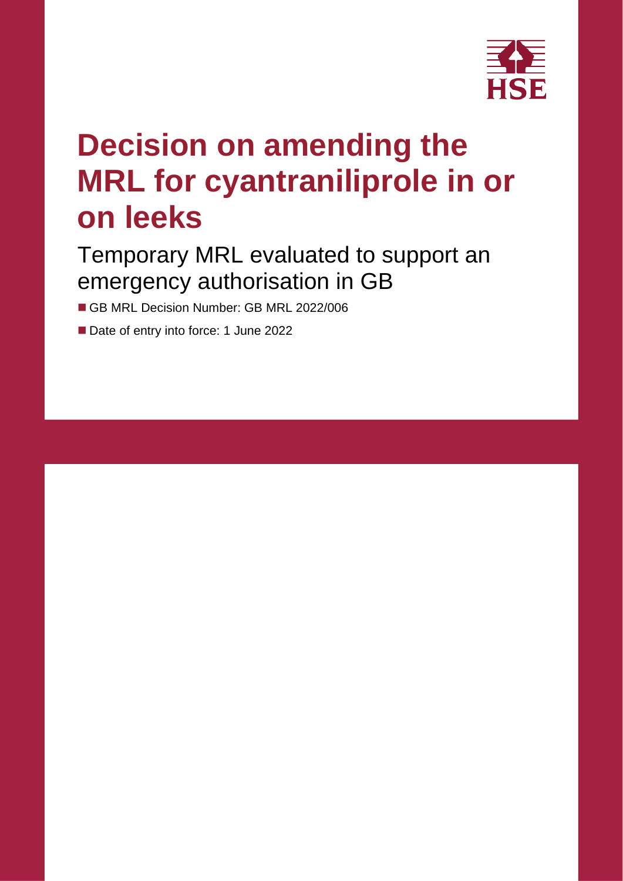HSE

# Decision on amending the MRL for cyantraniliprole in or on leeks

## Temporary MRL evaluated to support an emergency authorisation in GB

- GB MRL Decision Number: GB MRL 2022/006
- Date of entry into force: 1 June 2022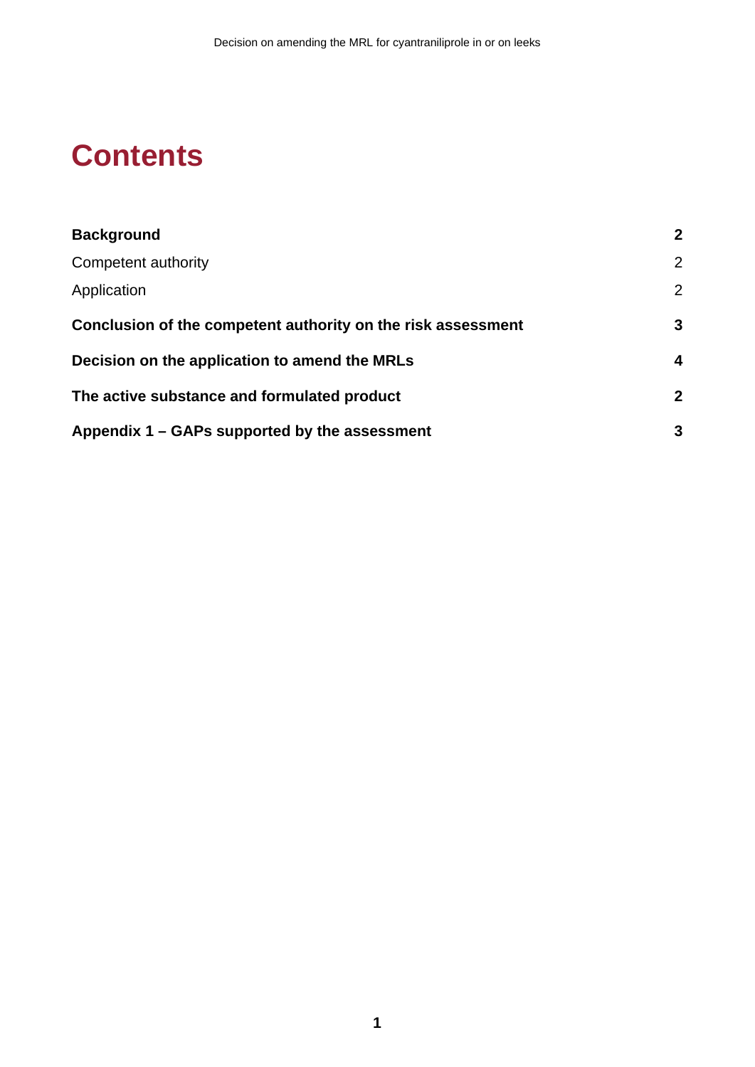# Contents

| | |
|---|---|
| **Background** | **2** |
| Competent authority | 2 |
| Application | 2 |
| **Conclusion of the competent authority on the risk assessment** | **3** |
| **Decision on the application to amend the MRLs** | **4** |
| **The active substance and formulated product** | **2** |
| **Appendix 1 – GAPs supported by the assessment** | **3** |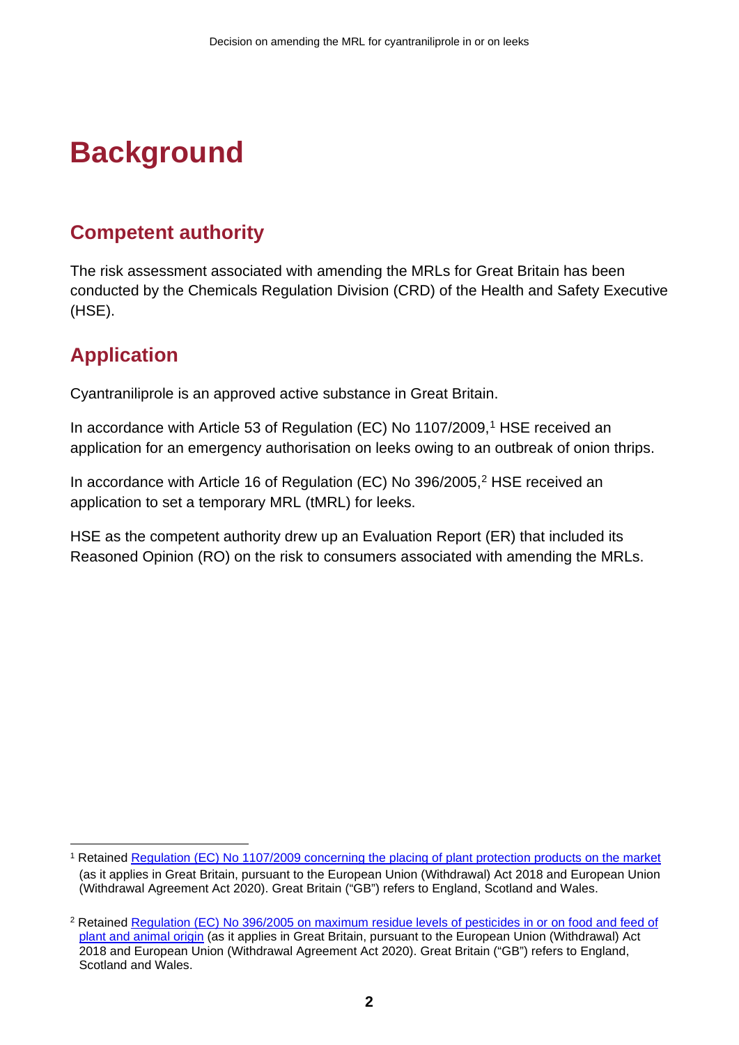# Background

## Competent authority

The risk assessment associated with amending the MRLs for Great Britain has been conducted by the Chemicals Regulation Division (CRD) of the Health and Safety Executive (HSE).

## Application

Cyantraniliprole is an approved active substance in Great Britain.

In accordance with Article 53 of Regulation (EC) No 1107/2009,[1] HSE received an application for an emergency authorisation on leeks owing to an outbreak of onion thrips.

In accordance with Article 16 of Regulation (EC) No 396/2005,[2] HSE received an application to set a temporary MRL (tMRL) for leeks.

HSE as the competent authority drew up an Evaluation Report (ER) that included its Reasoned Opinion (RO) on the risk to consumers associated with amending the MRLs.

---

[1] Retained Regulation (EC) No 1107/2009 concerning the placing of plant protection products on the market (as it applies in Great Britain, pursuant to the European Union (Withdrawal) Act 2018 and European Union (Withdrawal Agreement Act 2020). Great Britain ("GB") refers to England, Scotland and Wales.

[2] Retained Regulation (EC) No 396/2005 on maximum residue levels of pesticides in or on food and feed of plant and animal origin (as it applies in Great Britain, pursuant to the European Union (Withdrawal) Act 2018 and European Union (Withdrawal Agreement Act 2020). Great Britain ("GB") refers to England, Scotland and Wales.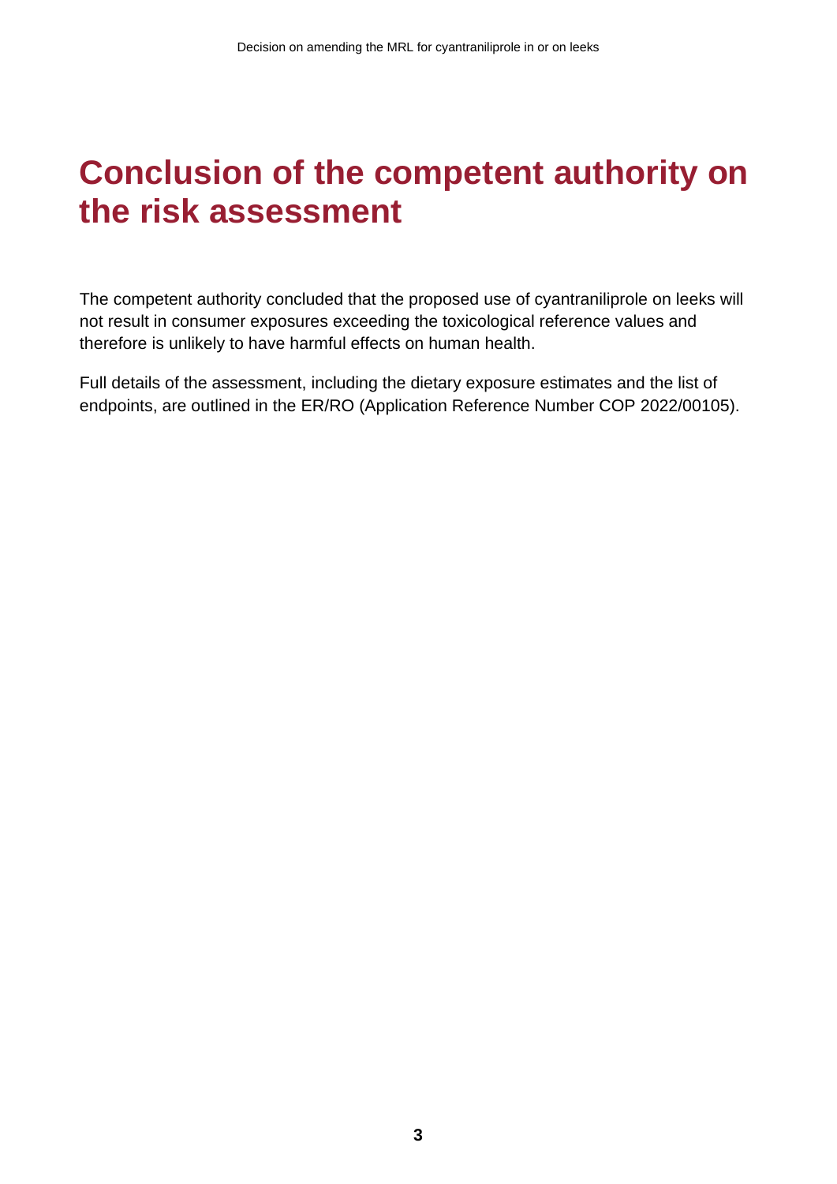# Conclusion of the competent authority on the risk assessment

The competent authority concluded that the proposed use of cyantraniliprole on leeks will not result in consumer exposures exceeding the toxicological reference values and therefore is unlikely to have harmful effects on human health.

Full details of the assessment, including the dietary exposure estimates and the list of endpoints, are outlined in the ER/RO (Application Reference Number COP 2022/00105).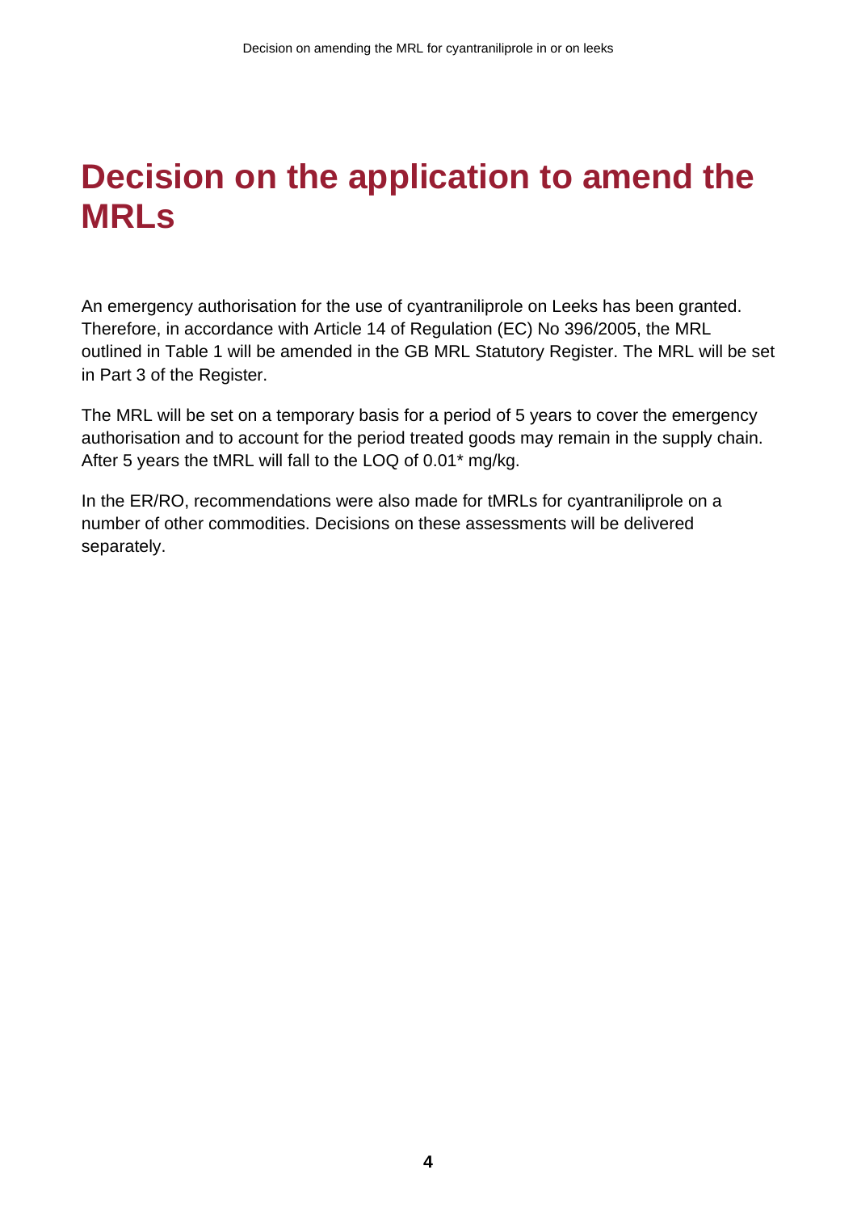# Decision on the application to amend the MRLs

An emergency authorisation for the use of cyantraniliprole on Leeks has been granted. Therefore, in accordance with Article 14 of Regulation (EC) No 396/2005, the MRL outlined in Table 1 will be amended in the GB MRL Statutory Register. The MRL will be set in Part 3 of the Register.

The MRL will be set on a temporary basis for a period of 5 years to cover the emergency authorisation and to account for the period treated goods may remain in the supply chain. After 5 years the tMRL will fall to the LOQ of 0.01* mg/kg.

In the ER/RO, recommendations were also made for tMRLs for cyantraniliprole on a number of other commodities. Decisions on these assessments will be delivered separately.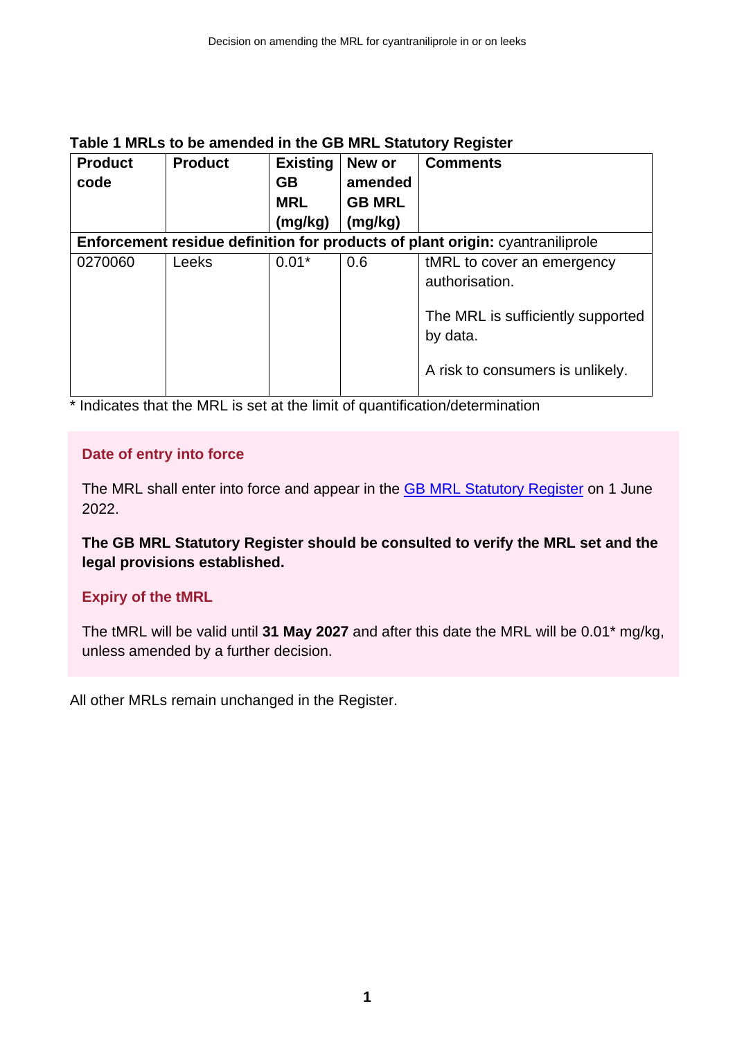**Table 1 MRLs to be amended in the GB MRL Statutory Register**

| Product code | Product | Existing GB MRL (mg/kg) | New or amended GB MRL (mg/kg) | Comments |
|---|---|---|---|---|
| **Enforcement residue definition for products of plant origin:** cyantraniliprole | | | | |
| 0270060 | Leeks | 0.01* | 0.6 | tMRL to cover an emergency authorisation.<br><br>The MRL is sufficiently supported by data.<br><br>A risk to consumers is unlikely. |

* Indicates that the MRL is set at the limit of quantification/determination

### Date of entry into force

The MRL shall enter into force and appear in the GB MRL Statutory Register on 1 June 2022.

**The GB MRL Statutory Register should be consulted to verify the MRL set and the legal provisions established.**

### Expiry of the tMRL

The tMRL will be valid until **31 May 2027** and after this date the MRL will be 0.01* mg/kg, unless amended by a further decision.

All other MRLs remain unchanged in the Register.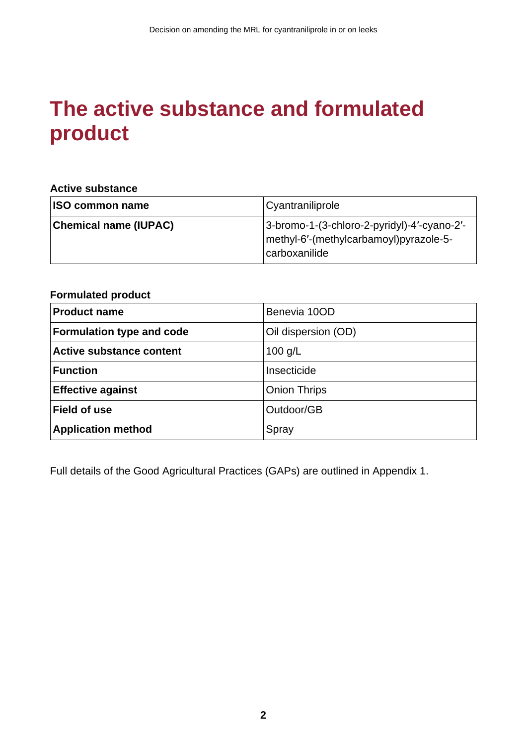# The active substance and formulated product

**Active substance**

| | |
|---|---|
| **ISO common name** | Cyantraniliprole |
| **Chemical name (IUPAC)** | 3-bromo-1-(3-chloro-2-pyridyl)-4′-cyano-2′-methyl-6′-(methylcarbamoyl)pyrazole-5-carboxanilide |

**Formulated product**

| | |
|---|---|
| **Product name** | Benevia 10OD |
| **Formulation type and code** | Oil dispersion (OD) |
| **Active substance content** | 100 g/L |
| **Function** | Insecticide |
| **Effective against** | Onion Thrips |
| **Field of use** | Outdoor/GB |
| **Application method** | Spray |

Full details of the Good Agricultural Practices (GAPs) are outlined in Appendix 1.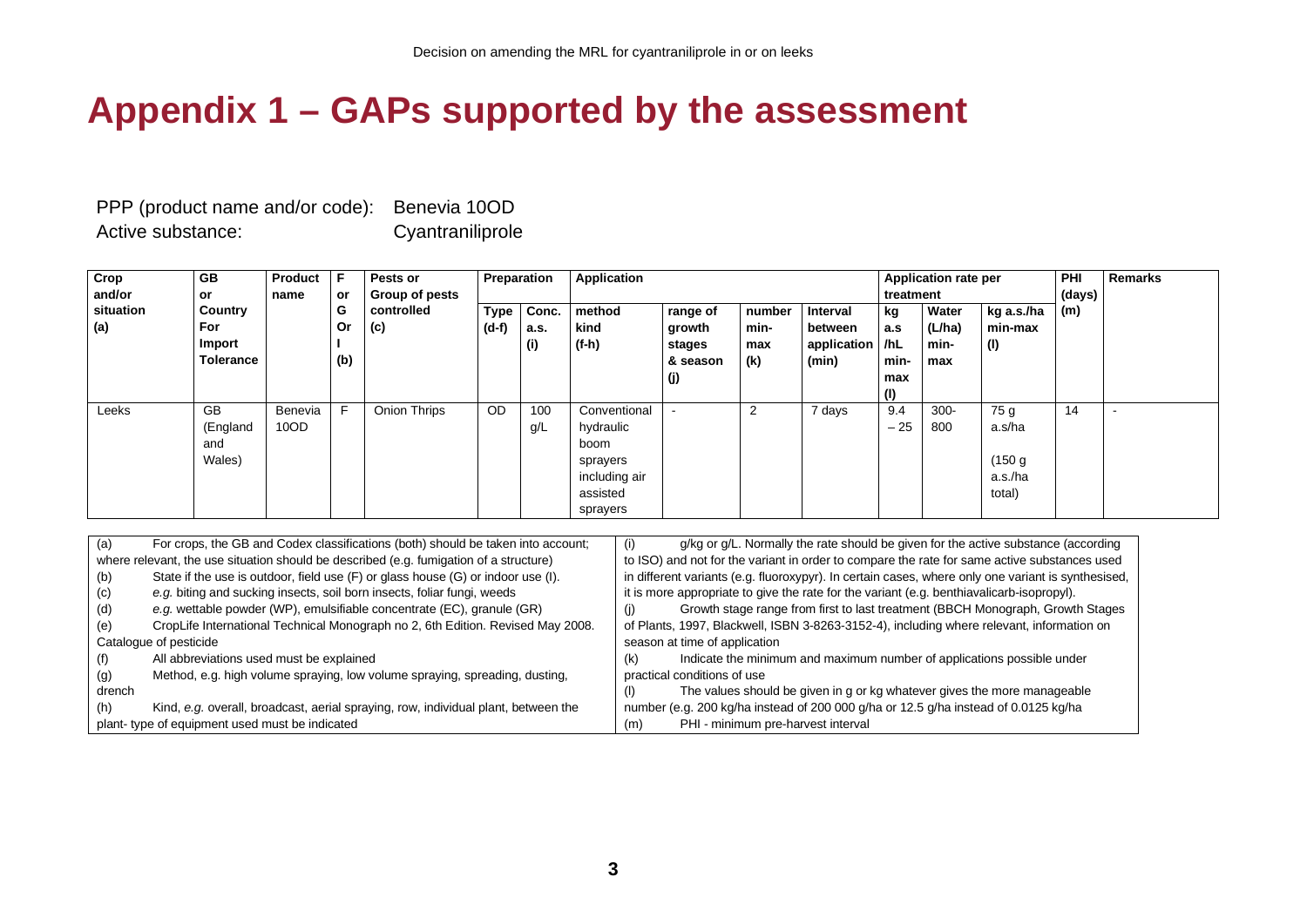# Appendix 1 – GAPs supported by the assessment

PPP (product name and/or code): Benevia 10OD

Active substance: Cyantraniliprole

| Crop and/or situation (a) | GB or Country For Import Tolerance | Product name | F or G Or I (b) | Pests or Group of pests controlled (c) | Preparation | | Application | | | | Application rate per treatment | | | PHI (days) (m) | Remarks |
|---|---|---|---|---|---|---|---|---|---|---|---|---|---|---|---|
| | | | | | Type (d-f) | Conc. a.s. (i) | method kind (f-h) | range of growth stages & season (j) | number min-max (k) | Interval between application (min) | kg a.s /hL min-max (l) | Water (L/ha) min-max | kg a.s./ha min-max (l) | | |
| Leeks | GB (England and Wales) | Benevia 10OD | F | Onion Thrips | OD | 100 g/L | Conventional hydraulic boom sprayers including air assisted sprayers | - | 2 | 7 days | 9.4 – 25 | 300-800 | 75 g a.s/ha (150 g a.s./ha total) | 14 | - |

| | |
|---|---|
| (a) For crops, the GB and Codex classifications (both) should be taken into account; where relevant, the use situation should be described (e.g. fumigation of a structure) | (i) g/kg or g/L. Normally the rate should be given for the active substance (according to ISO) and not for the variant in order to compare the rate for same active substances used in different variants (e.g. fluoroxypyr). In certain cases, where only one variant is synthesised, it is more appropriate to give the rate for the variant (e.g. benthiavalicarb-isopropyl). |
| (b) State if the use is outdoor, field use (F) or glass house (G) or indoor use (I). | (j) Growth stage range from first to last treatment (BBCH Monograph, Growth Stages of Plants, 1997, Blackwell, ISBN 3-8263-3152-4), including where relevant, information on season at time of application |
| (c) *e.g.* biting and sucking insects, soil born insects, foliar fungi, weeds | (k) Indicate the minimum and maximum number of applications possible under practical conditions of use |
| (d) *e.g.* wettable powder (WP), emulsifiable concentrate (EC), granule (GR) | (l) The values should be given in g or kg whatever gives the more manageable number (e.g. 200 kg/ha instead of 200 000 g/ha or 12.5 g/ha instead of 0.0125 kg/ha |
| (e) CropLife International Technical Monograph no 2, 6th Edition. Revised May 2008. Catalogue of pesticide | (m) PHI - minimum pre-harvest interval |
| (f) All abbreviations used must be explained | |
| (g) Method, e.g. high volume spraying, low volume spraying, spreading, dusting, drench | |
| (h) Kind, *e.g.* overall, broadcast, aerial spraying, row, individual plant, between the plant- type of equipment used must be indicated | |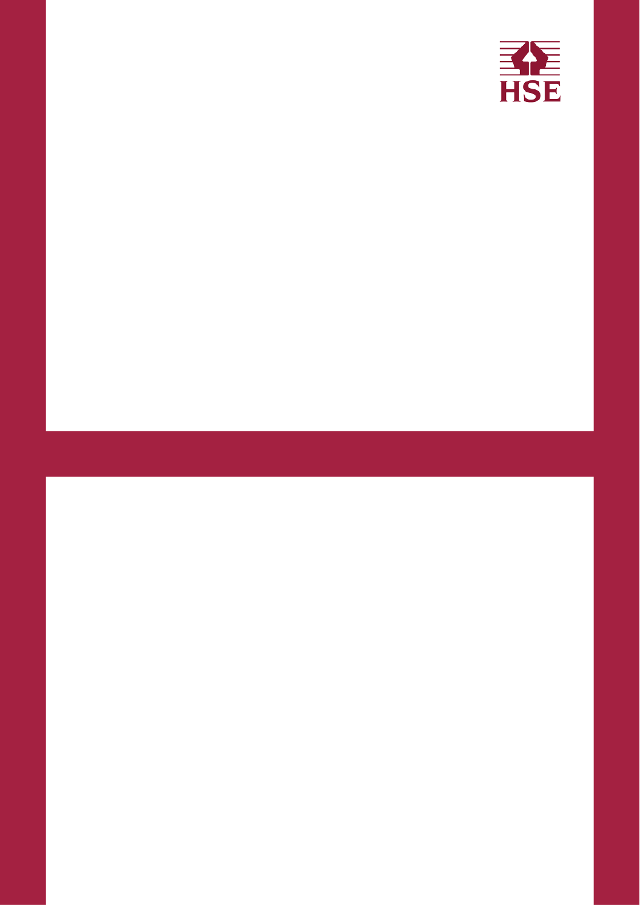HSE